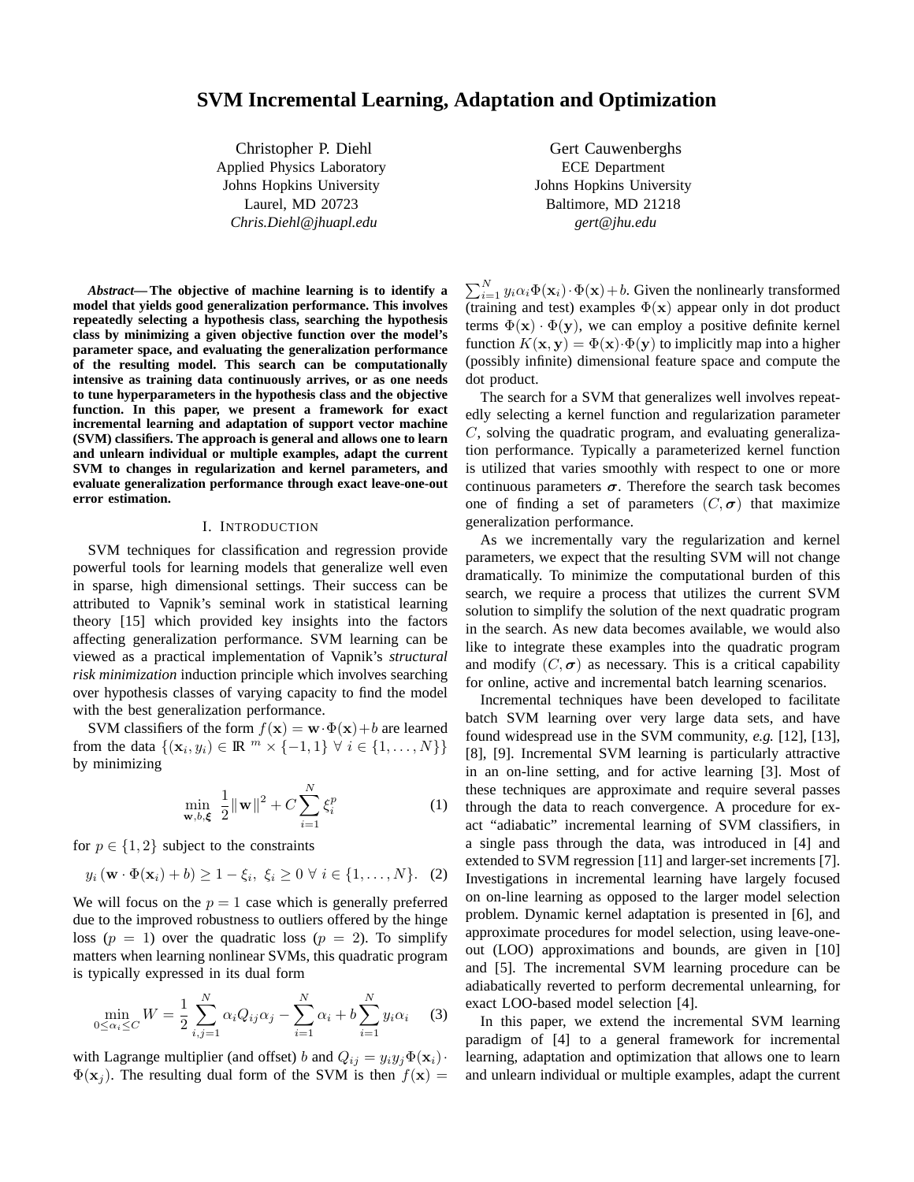# SVM Incremental Learning, Adaptation and Optimization

Christopher P. Diehl
Applied Physics Laboratory
Johns Hopkins University
Laurel, MD 20723
*Chris.Diehl@jhuapl.edu*

Gert Cauwenberghs
ECE Department
Johns Hopkins University
Baltimore, MD 21218
*gert@jhu.edu*

***Abstract*— The objective of machine learning is to identify a model that yields good generalization performance. This involves repeatedly selecting a hypothesis class, searching the hypothesis class by minimizing a given objective function over the model's parameter space, and evaluating the generalization performance of the resulting model. This search can be computationally intensive as training data continuously arrives, or as one needs to tune hyperparameters in the hypothesis class and the objective function. In this paper, we present a framework for exact incremental learning and adaptation of support vector machine (SVM) classifiers. The approach is general and allows one to learn and unlearn individual or multiple examples, adapt the current SVM to changes in regularization and kernel parameters, and evaluate generalization performance through exact leave-one-out error estimation.**

## I. Introduction

SVM techniques for classification and regression provide powerful tools for learning models that generalize well even in sparse, high dimensional settings. Their success can be attributed to Vapnik's seminal work in statistical learning theory [15] which provided key insights into the factors affecting generalization performance. SVM learning can be viewed as a practical implementation of Vapnik's *structural risk minimization* induction principle which involves searching over hypothesis classes of varying capacity to find the model with the best generalization performance.

SVM classifiers of the form $f(\mathbf{x}) = \mathbf{w} \cdot \Phi(\mathbf{x}) + b$ are learned from the data $\{(\mathbf{x}_i, y_i) \in \mathbb{R}^m \times \{-1, 1\} \ \forall \ i \in \{1, \ldots, N\}\}$ by minimizing

$$\min_{\mathbf{w}, b, \boldsymbol{\xi}} \ \frac{1}{2} \|\mathbf{w}\|^2 + C \sum_{i=1}^{N} \xi_i^p \tag{1}$$

for $p \in \{1, 2\}$ subject to the constraints

$$y_i \left( \mathbf{w} \cdot \Phi(\mathbf{x}_i) + b \right) \geq 1 - \xi_i, \ \xi_i \geq 0 \ \forall \ i \in \{1, \ldots, N\}. \tag{2}$$

We will focus on the $p = 1$ case which is generally preferred due to the improved robustness to outliers offered by the hinge loss ($p = 1$) over the quadratic loss ($p = 2$). To simplify matters when learning nonlinear SVMs, this quadratic program is typically expressed in its dual form

$$\min_{0 \leq \alpha_i \leq C} W = \frac{1}{2} \sum_{i,j=1}^{N} \alpha_i Q_{ij} \alpha_j - \sum_{i=1}^{N} \alpha_i + b \sum_{i=1}^{N} y_i \alpha_i \tag{3}$$

with Lagrange multiplier (and offset) $b$ and $Q_{ij} = y_i y_j \Phi(\mathbf{x}_i) \cdot \Phi(\mathbf{x}_j)$. The resulting dual form of the SVM is then $f(\mathbf{x}) = \sum_{i=1}^{N} y_i \alpha_i \Phi(\mathbf{x}_i) \cdot \Phi(\mathbf{x}) + b$. Given the nonlinearly transformed (training and test) examples $\Phi(\mathbf{x})$ appear only in dot product terms $\Phi(\mathbf{x}) \cdot \Phi(\mathbf{y})$, we can employ a positive definite kernel function $K(\mathbf{x}, \mathbf{y}) = \Phi(\mathbf{x}) \cdot \Phi(\mathbf{y})$ to implicitly map into a higher (possibly infinite) dimensional feature space and compute the dot product.

The search for a SVM that generalizes well involves repeatedly selecting a kernel function and regularization parameter $C$, solving the quadratic program, and evaluating generalization performance. Typically a parameterized kernel function is utilized that varies smoothly with respect to one or more continuous parameters $\boldsymbol{\sigma}$. Therefore the search task becomes one of finding a set of parameters $(C, \boldsymbol{\sigma})$ that maximize generalization performance.

As we incrementally vary the regularization and kernel parameters, we expect that the resulting SVM will not change dramatically. To minimize the computational burden of this search, we require a process that utilizes the current SVM solution to simplify the solution of the next quadratic program in the search. As new data becomes available, we would also like to integrate these examples into the quadratic program and modify $(C, \boldsymbol{\sigma})$ as necessary. This is a critical capability for online, active and incremental batch learning scenarios.

Incremental techniques have been developed to facilitate batch SVM learning over very large data sets, and have found widespread use in the SVM community, *e.g.* [12], [13], [8], [9]. Incremental SVM learning is particularly attractive in an on-line setting, and for active learning [3]. Most of these techniques are approximate and require several passes through the data to reach convergence. A procedure for exact "adiabatic" incremental learning of SVM classifiers, in a single pass through the data, was introduced in [4] and extended to SVM regression [11] and larger-set increments [7]. Investigations in incremental learning have largely focused on on-line learning as opposed to the larger model selection problem. Dynamic kernel adaptation is presented in [6], and approximate procedures for model selection, using leave-one-out (LOO) approximations and bounds, are given in [10] and [5]. The incremental SVM learning procedure can be adiabatically reverted to perform decremental unlearning, for exact LOO-based model selection [4].

In this paper, we extend the incremental SVM learning paradigm of [4] to a general framework for incremental learning, adaptation and optimization that allows one to learn and unlearn individual or multiple examples, adapt the current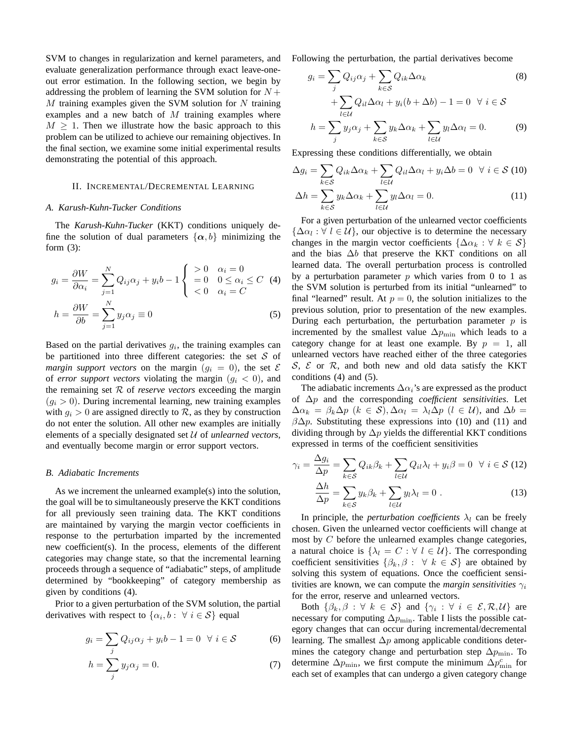SVM to changes in regularization and kernel parameters, and evaluate generalization performance through exact leave-one-out error estimation. In the following section, we begin by addressing the problem of learning the SVM solution for $N+M$ training examples given the SVM solution for $N$ training examples and a new batch of $M$ training examples where $M \geq 1$. Then we illustrate how the basic approach to this problem can be utilized to achieve our remaining objectives. In the final section, we examine some initial experimental results demonstrating the potential of this approach.

## II. Incremental/Decremental Learning

### A. Karush-Kuhn-Tucker Conditions

The *Karush-Kuhn-Tucker* (KKT) conditions uniquely define the solution of dual parameters $\{\boldsymbol{\alpha}, b\}$ minimizing the form (3):

$$g_i = \frac{\partial W}{\partial \alpha_i} = \sum_{j=1}^{N} Q_{ij}\alpha_j + y_i b - 1 \begin{cases} > 0 & \alpha_i = 0 \\ = 0 & 0 \leq \alpha_i \leq C \\ < 0 & \alpha_i = C \end{cases} \quad (4)$$

$$h = \frac{\partial W}{\partial b} = \sum_{j=1}^{N} y_j \alpha_j \equiv 0 \quad (5)$$

Based on the partial derivatives $g_i$, the training examples can be partitioned into three different categories: the set $\mathcal{S}$ of *margin support vectors* on the margin ($g_i = 0$), the set $\mathcal{E}$ of *error support vectors* violating the margin ($g_i < 0$), and the remaining set $\mathcal{R}$ of *reserve vectors* exceeding the margin ($g_i > 0$). During incremental learning, new training examples with $g_i > 0$ are assigned directly to $\mathcal{R}$, as they by construction do not enter the solution. All other new examples are initially elements of a specially designated set $\mathcal{U}$ of *unlearned vectors*, and eventually become margin or error support vectors.

### B. Adiabatic Increments

As we increment the unlearned example(s) into the solution, the goal will be to simultaneously preserve the KKT conditions for all previously seen training data. The KKT conditions are maintained by varying the margin vector coefficients in response to the perturbation imparted by the incremented new coefficient(s). In the process, elements of the different categories may change state, so that the incremental learning proceeds through a sequence of "adiabatic" steps, of amplitude determined by "bookkeeping" of category membership as given by conditions (4).

Prior to a given perturbation of the SVM solution, the partial derivatives with respect to $\{\alpha_i, b : \ \forall \ i \in \mathcal{S}\}$ equal

$$g_i = \sum_j Q_{ij}\alpha_j + y_i b - 1 = 0 \ \ \forall \ i \in \mathcal{S} \quad (6)$$

$$h = \sum_j y_j \alpha_j = 0. \quad (7)$$

Following the perturbation, the partial derivatives become

$$g_i = \sum_j Q_{ij}\alpha_j + \sum_{k \in \mathcal{S}} Q_{ik}\Delta\alpha_k + \sum_{l \in \mathcal{U}} Q_{il}\Delta\alpha_l + y_i(b + \Delta b) - 1 = 0 \ \ \forall \ i \in \mathcal{S} \quad (8)$$

$$h = \sum_j y_j \alpha_j + \sum_{k \in \mathcal{S}} y_k \Delta\alpha_k + \sum_{l \in \mathcal{U}} y_l \Delta\alpha_l = 0. \quad (9)$$

Expressing these conditions differentially, we obtain

$$\Delta g_i = \sum_{k \in \mathcal{S}} Q_{ik}\Delta\alpha_k + \sum_{l \in \mathcal{U}} Q_{il}\Delta\alpha_l + y_i \Delta b = 0 \ \ \forall \ i \in \mathcal{S} \quad (10)$$

$$\Delta h = \sum_{k \in \mathcal{S}} y_k \Delta\alpha_k + \sum_{l \in \mathcal{U}} y_l \Delta\alpha_l = 0. \quad (11)$$

For a given perturbation of the unlearned vector coefficients $\{\Delta\alpha_l : \forall \ l \in \mathcal{U}\}$, our objective is to determine the necessary changes in the margin vector coefficients $\{\Delta\alpha_k : \forall \ k \in \mathcal{S}\}$ and the bias $\Delta b$ that preserve the KKT conditions on all learned data. The overall perturbation process is controlled by a perturbation parameter $p$ which varies from 0 to 1 as the SVM solution is perturbed from its initial "unlearned" to final "learned" result. At $p = 0$, the solution initializes to the previous solution, prior to presentation of the new examples. During each perturbation, the perturbation parameter $p$ is incremented by the smallest value $\Delta p_{\min}$ which leads to a category change for at least one example. By $p = 1$, all unlearned vectors have reached either of the three categories $\mathcal{S}$, $\mathcal{E}$ or $\mathcal{R}$, and both new and old data satisfy the KKT conditions (4) and (5).

The adiabatic increments $\Delta\alpha_i$'s are expressed as the product of $\Delta p$ and the corresponding *coefficient sensitivities*. Let $\Delta\alpha_k = \beta_k \Delta p$ ($k \in \mathcal{S}$), $\Delta\alpha_l = \lambda_l \Delta p$ ($l \in \mathcal{U}$), and $\Delta b = \beta\Delta p$. Substituting these expressions into (10) and (11) and dividing through by $\Delta p$ yields the differential KKT conditions expressed in terms of the coefficient sensitivities

$$\gamma_i = \frac{\Delta g_i}{\Delta p} = \sum_{k \in \mathcal{S}} Q_{ik}\beta_k + \sum_{l \in \mathcal{U}} Q_{il}\lambda_l + y_i \beta = 0 \ \ \forall \ i \in \mathcal{S} \quad (12)$$

$$\frac{\Delta h}{\Delta p} = \sum_{k \in \mathcal{S}} y_k \beta_k + \sum_{l \in \mathcal{U}} y_l \lambda_l = 0 \ . \quad (13)$$

In principle, the *perturbation coefficients* $\lambda_l$ can be freely chosen. Given the unlearned vector coefficients will change at most by $C$ before the unlearned examples change categories, a natural choice is $\{\lambda_l = C : \forall \ l \in \mathcal{U}\}$. The corresponding coefficient sensitivities $\{\beta_k, \beta : \ \forall \ k \in \mathcal{S}\}$ are obtained by solving this system of equations. Once the coefficient sensitivities are known, we can compute the *margin sensitivities* $\gamma_i$ for the error, reserve and unlearned vectors.

Both $\{\beta_k, \beta : \forall \ k \in \mathcal{S}\}$ and $\{\gamma_i : \forall \ i \in \mathcal{E}, \mathcal{R}, \mathcal{U}\}$ are necessary for computing $\Delta p_{\min}$. Table I lists the possible category changes that can occur during incremental/decremental learning. The smallest $\Delta p$ among applicable conditions determines the category change and perturbation step $\Delta p_{\min}$. To determine $\Delta p_{\min}$, we first compute the minimum $\Delta p^c_{\min}$ for each set of examples that can undergo a given category change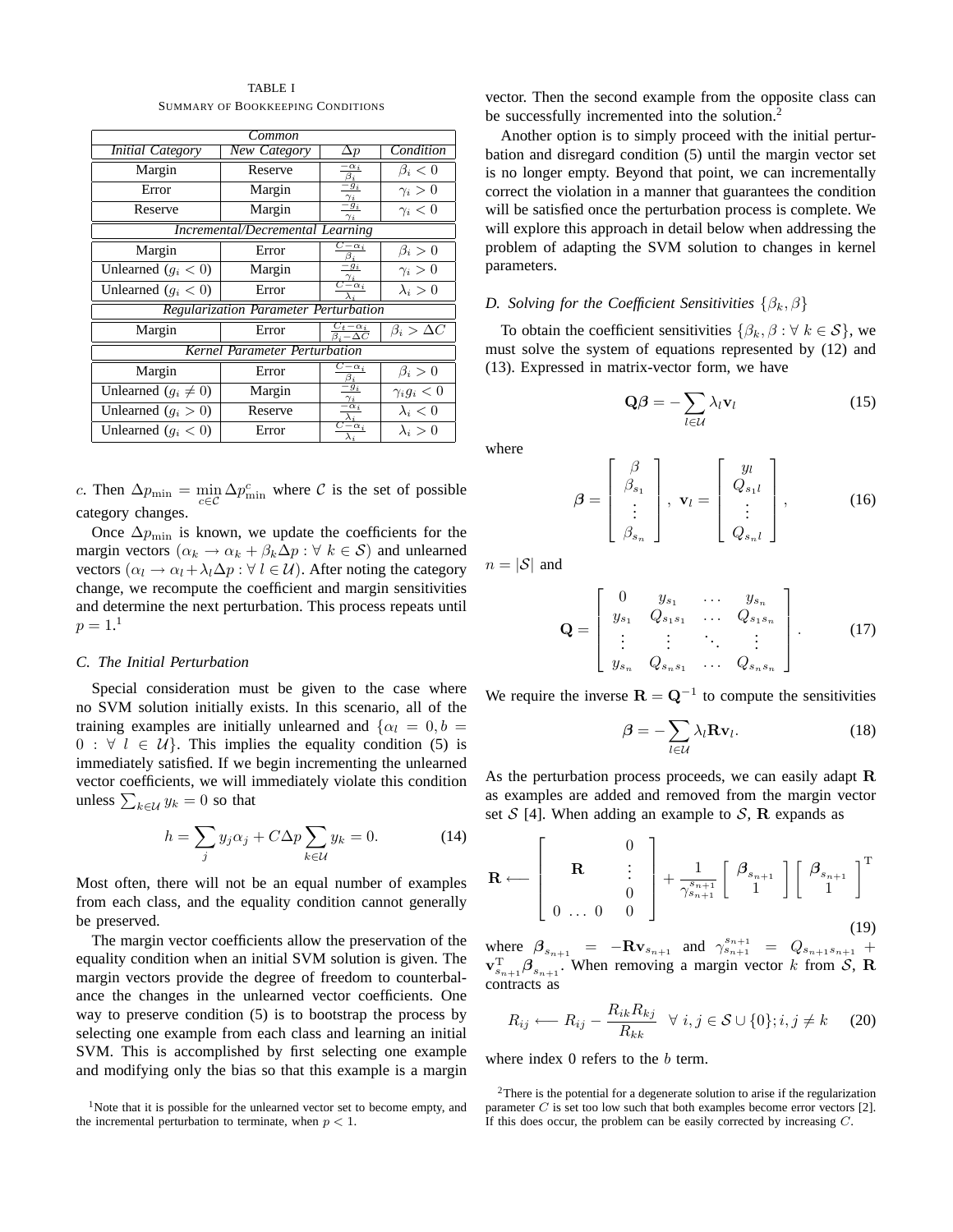TABLE I

SUMMARY OF BOOKKEEPING CONDITIONS

| *Initial Category* | *New Category* | $\Delta p$ | *Condition* |
|---|---|---|---|
| *Common* | | | |
| Margin | Reserve | $\frac{-\alpha_i}{\beta_i}$ | $\beta_i < 0$ |
| Error | Margin | $\frac{-g_i}{\gamma_i}$ | $\gamma_i > 0$ |
| Reserve | Margin | $\frac{-g_i}{\gamma_i}$ | $\gamma_i < 0$ |
| *Incremental/Decremental Learning* | | | |
| Margin | Error | $\frac{C-\alpha_i}{\beta_i}$ | $\beta_i > 0$ |
| Unlearned ($g_i < 0$) | Margin | $\frac{-g_i}{\gamma_i}$ | $\gamma_i > 0$ |
| Unlearned ($g_i < 0$) | Error | $\frac{C-\alpha_i}{\lambda_i}$ | $\lambda_i > 0$ |
| *Regularization Parameter Perturbation* | | | |
| Margin | Error | $\frac{C_t-\alpha_i}{\beta_i-\Delta C}$ | $\beta_i > \Delta C$ |
| *Kernel Parameter Perturbation* | | | |
| Margin | Error | $\frac{C-\alpha_i}{\beta_i}$ | $\beta_i > 0$ |
| Unlearned ($g_i \neq 0$) | Margin | $\frac{-g_i}{\gamma_i}$ | $\gamma_i g_i < 0$ |
| Unlearned ($g_i > 0$) | Reserve | $\frac{-\alpha_i}{\lambda_i}$ | $\lambda_i < 0$ |
| Unlearned ($g_i < 0$) | Error | $\frac{C-\alpha_i}{\lambda_i}$ | $\lambda_i > 0$ |

$c$. Then $\Delta p_{\min} = \min_{c \in \mathcal{C}} \Delta p^c_{\min}$ where $\mathcal{C}$ is the set of possible category changes.

Once $\Delta p_{\min}$ is known, we update the coefficients for the margin vectors ($\alpha_k \rightarrow \alpha_k + \beta_k \Delta p : \forall\ k \in \mathcal{S}$) and unlearned vectors ($\alpha_l \rightarrow \alpha_l + \lambda_l \Delta p : \forall\ l \in \mathcal{U}$). After noting the category change, we recompute the coefficient and margin sensitivities and determine the next perturbation. This process repeats until $p = 1$.[1]

### C. The Initial Perturbation

Special consideration must be given to the case where no SVM solution initially exists. In this scenario, all of the training examples are initially unlearned and $\{\alpha_l = 0, b = 0 : \forall\ l \in \mathcal{U}\}$. This implies the equality condition (5) is immediately satisfied. If we begin incrementing the unlearned vector coefficients, we will immediately violate this condition unless $\sum_{k \in \mathcal{U}} y_k = 0$ so that

$$h = \sum_j y_j \alpha_j + C \Delta p \sum_{k \in \mathcal{U}} y_k = 0. \tag{14}$$

Most often, there will not be an equal number of examples from each class, and the equality condition cannot generally be preserved.

The margin vector coefficients allow the preservation of the equality condition when an initial SVM solution is given. The margin vectors provide the degree of freedom to counterbalance the changes in the unlearned vector coefficients. One way to preserve condition (5) is to bootstrap the process by selecting one example from each class and learning an initial SVM. This is accomplished by first selecting one example and modifying only the bias so that this example is a margin vector. Then the second example from the opposite class can be successfully incremented into the solution.[2]

Another option is to simply proceed with the initial perturbation and disregard condition (5) until the margin vector set is no longer empty. Beyond that point, we can incrementally correct the violation in a manner that guarantees the condition will be satisfied once the perturbation process is complete. We will explore this approach in detail below when addressing the problem of adapting the SVM solution to changes in kernel parameters.

### D. Solving for the Coefficient Sensitivities $\{\beta_k, \beta\}$

To obtain the coefficient sensitivities $\{\beta_k, \beta : \forall\ k \in \mathcal{S}\}$, we must solve the system of equations represented by (12) and (13). Expressed in matrix-vector form, we have

$$\mathbf{Q}\boldsymbol{\beta} = -\sum_{l \in \mathcal{U}} \lambda_l \mathbf{v}_l \tag{15}$$

where

$$\boldsymbol{\beta} = \begin{bmatrix} \beta \\ \beta_{s_1} \\ \vdots \\ \beta_{s_n} \end{bmatrix}, \ \mathbf{v}_l = \begin{bmatrix} y_l \\ Q_{s_1 l} \\ \vdots \\ Q_{s_n l} \end{bmatrix}, \tag{16}$$

$n = |\mathcal{S}|$ and

$$\mathbf{Q} = \begin{bmatrix} 0 & y_{s_1} & \dots & y_{s_n} \\ y_{s_1} & Q_{s_1 s_1} & \dots & Q_{s_1 s_n} \\ \vdots & \vdots & \ddots & \vdots \\ y_{s_n} & Q_{s_n s_1} & \dots & Q_{s_n s_n} \end{bmatrix}. \tag{17}$$

We require the inverse $\mathbf{R} = \mathbf{Q}^{-1}$ to compute the sensitivities

$$\boldsymbol{\beta} = -\sum_{l \in \mathcal{U}} \lambda_l \mathbf{R} \mathbf{v}_l. \tag{18}$$

As the perturbation process proceeds, we can easily adapt $\mathbf{R}$ as examples are added and removed from the margin vector set $\mathcal{S}$ [4]. When adding an example to $\mathcal{S}$, $\mathbf{R}$ expands as

$$\mathbf{R} \longleftarrow \begin{bmatrix} & & & 0 \\ & \mathbf{R} & & \vdots \\ & & & 0 \\ 0 & \dots & 0 & 0 \end{bmatrix} + \frac{1}{\gamma^{s_{n+1}}_{s_{n+1}}} \begin{bmatrix} \boldsymbol{\beta}_{s_{n+1}} \\ 1 \end{bmatrix} \begin{bmatrix} \boldsymbol{\beta}_{s_{n+1}} \\ 1 \end{bmatrix}^{\mathrm{T}} \tag{19}$$

where $\boldsymbol{\beta}_{s_{n+1}} = -\mathbf{R}\mathbf{v}_{s_{n+1}}$ and $\gamma^{s_{n+1}}_{s_{n+1}} = Q_{s_{n+1}s_{n+1}} + \mathbf{v}^{\mathrm{T}}_{s_{n+1}} \boldsymbol{\beta}_{s_{n+1}}$. When removing a margin vector $k$ from $\mathcal{S}$, $\mathbf{R}$ contracts as

$$R_{ij} \longleftarrow R_{ij} - \frac{R_{ik} R_{kj}}{R_{kk}} \quad \forall\ i, j \in \mathcal{S} \cup \{0\}; i, j \neq k \tag{20}$$

where index 0 refers to the $b$ term.

[1] Note that it is possible for the unlearned vector set to become empty, and the incremental perturbation to terminate, when $p < 1$.

[2] There is the potential for a degenerate solution to arise if the regularization parameter $C$ is set too low such that both examples become error vectors [2]. If this does occur, the problem can be easily corrected by increasing $C$.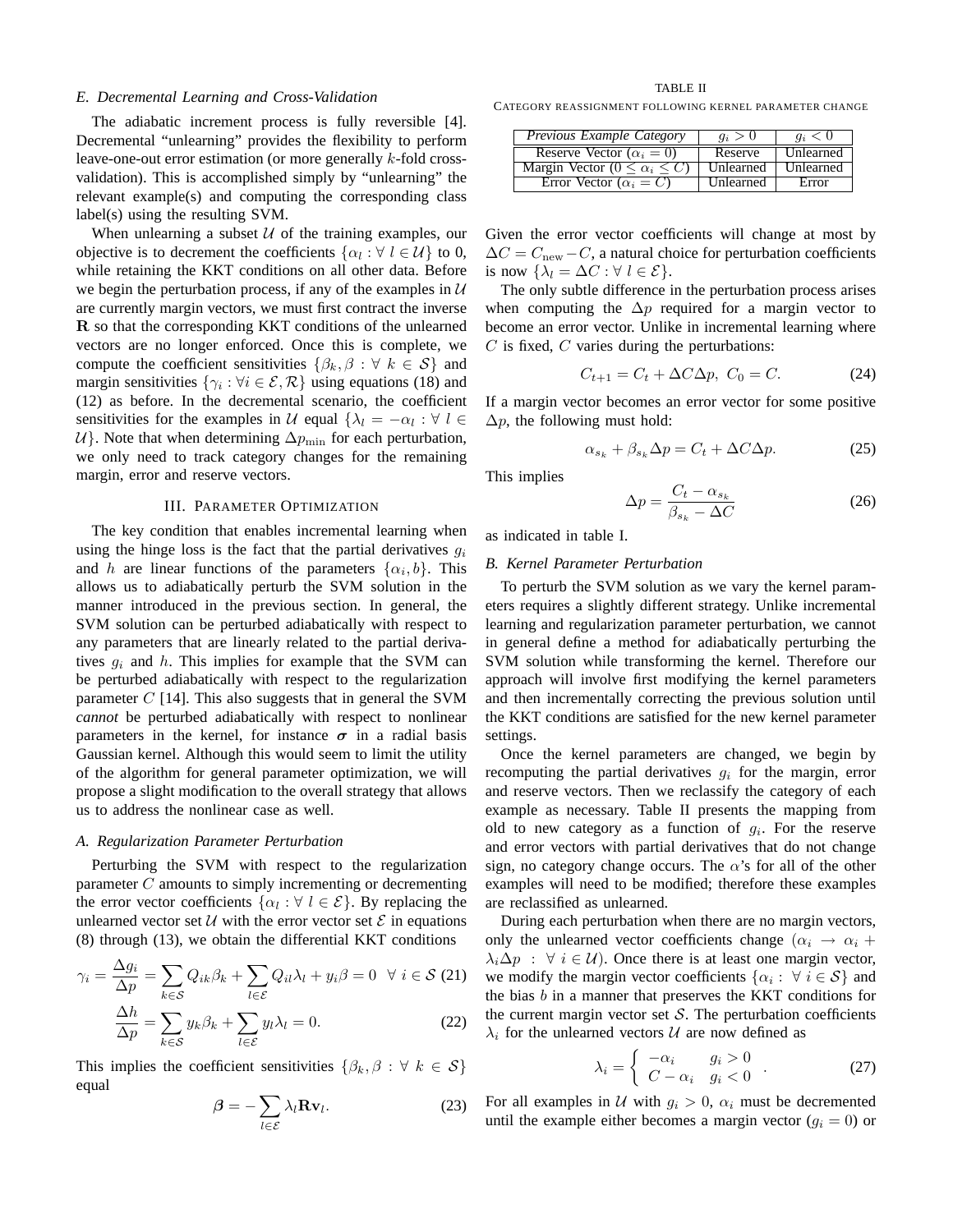### E. Decremental Learning and Cross-Validation

The adiabatic increment process is fully reversible [4]. Decremental "unlearning" provides the flexibility to perform leave-one-out error estimation (or more generally $k$-fold cross-validation). This is accomplished simply by "unlearning" the relevant example(s) and computing the corresponding class label(s) using the resulting SVM.

When unlearning a subset $\mathcal{U}$ of the training examples, our objective is to decrement the coefficients $\{\alpha_l : \forall\, l \in \mathcal{U}\}$ to 0, while retaining the KKT conditions on all other data. Before we begin the perturbation process, if any of the examples in $\mathcal{U}$ are currently margin vectors, we must first contract the inverse $\mathbf{R}$ so that the corresponding KKT conditions of the unlearned vectors are no longer enforced. Once this is complete, we compute the coefficient sensitivities $\{\beta_k, \beta : \forall\, k \in \mathcal{S}\}$ and margin sensitivities $\{\gamma_i : \forall i \in \mathcal{E}, \mathcal{R}\}$ using equations (18) and (12) as before. In the decremental scenario, the coefficient sensitivities for the examples in $\mathcal{U}$ equal $\{\lambda_l = -\alpha_l : \forall\, l \in \mathcal{U}\}$. Note that when determining $\Delta p_{\min}$ for each perturbation, we only need to track category changes for the remaining margin, error and reserve vectors.

## III. Parameter Optimization

The key condition that enables incremental learning when using the hinge loss is the fact that the partial derivatives $g_i$ and $h$ are linear functions of the parameters $\{\alpha_i, b\}$. This allows us to adiabatically perturb the SVM solution in the manner introduced in the previous section. In general, the SVM solution can be perturbed adiabatically with respect to any parameters that are linearly related to the partial derivatives $g_i$ and $h$. This implies for example that the SVM can be perturbed adiabatically with respect to the regularization parameter $C$ [14]. This also suggests that in general the SVM *cannot* be perturbed adiabatically with respect to nonlinear parameters in the kernel, for instance $\boldsymbol{\sigma}$ in a radial basis Gaussian kernel. Although this would seem to limit the utility of the algorithm for general parameter optimization, we will propose a slight modification to the overall strategy that allows us to address the nonlinear case as well.

### A. Regularization Parameter Perturbation

Perturbing the SVM with respect to the regularization parameter $C$ amounts to simply incrementing or decrementing the error vector coefficients $\{\alpha_l : \forall\, l \in \mathcal{E}\}$. By replacing the unlearned vector set $\mathcal{U}$ with the error vector set $\mathcal{E}$ in equations (8) through (13), we obtain the differential KKT conditions

$$\gamma_i = \frac{\Delta g_i}{\Delta p} = \sum_{k \in \mathcal{S}} Q_{ik}\beta_k + \sum_{l \in \mathcal{E}} Q_{il}\lambda_l + y_i\beta = 0 \quad \forall\, i \in \mathcal{S} \tag{21}$$

$$\frac{\Delta h}{\Delta p} = \sum_{k \in \mathcal{S}} y_k\beta_k + \sum_{l \in \mathcal{E}} y_l\lambda_l = 0. \tag{22}$$

This implies the coefficient sensitivities $\{\beta_k, \beta : \forall\, k \in \mathcal{S}\}$ equal

$$\boldsymbol{\beta} = -\sum_{l \in \mathcal{E}} \lambda_l \mathbf{R}\mathbf{v}_l. \tag{23}$$

Given the error vector coefficients will change at most by $\Delta C = C_{\text{new}} - C$, a natural choice for perturbation coefficients is now $\{\lambda_l = \Delta C : \forall\, l \in \mathcal{E}\}$.

The only subtle difference in the perturbation process arises when computing the $\Delta p$ required for a margin vector to become an error vector. Unlike in incremental learning where $C$ is fixed, $C$ varies during the perturbations:

$$C_{t+1} = C_t + \Delta C \Delta p, \; C_0 = C. \tag{24}$$

If a margin vector becomes an error vector for some positive $\Delta p$, the following must hold:

$$\alpha_{s_k} + \beta_{s_k}\Delta p = C_t + \Delta C \Delta p. \tag{25}$$

This implies

$$\Delta p = \frac{C_t - \alpha_{s_k}}{\beta_{s_k} - \Delta C} \tag{26}$$

as indicated in table I.

### B. Kernel Parameter Perturbation

To perturb the SVM solution as we vary the kernel parameters requires a slightly different strategy. Unlike incremental learning and regularization parameter perturbation, we cannot in general define a method for adiabatically perturbing the SVM solution while transforming the kernel. Therefore our approach will involve first modifying the kernel parameters and then incrementally correcting the previous solution until the KKT conditions are satisfied for the new kernel parameter settings.

Once the kernel parameters are changed, we begin by recomputing the partial derivatives $g_i$ for the margin, error and reserve vectors. Then we reclassify the category of each example as necessary. Table II presents the mapping from old to new category as a function of $g_i$. For the reserve and error vectors with partial derivatives that do not change sign, no category change occurs. The $\alpha$'s for all of the other examples will need to be modified; therefore these examples are reclassified as unlearned.

TABLE II
Category reassignment following kernel parameter change

| *Previous Example Category* | $g_i > 0$ | $g_i < 0$ |
|---|---|---|
| Reserve Vector ($\alpha_i = 0$) | Reserve | Unlearned |
| Margin Vector ($0 \leq \alpha_i \leq C$) | Unlearned | Unlearned |
| Error Vector ($\alpha_i = C$) | Unlearned | Error |

During each perturbation when there are no margin vectors, only the unlearned vector coefficients change ($\alpha_i \rightarrow \alpha_i + \lambda_i \Delta p \;:\; \forall\, i \in \mathcal{U}$). Once there is at least one margin vector, we modify the margin vector coefficients $\{\alpha_i : \forall\, i \in \mathcal{S}\}$ and the bias $b$ in a manner that preserves the KKT conditions for the current margin vector set $\mathcal{S}$. The perturbation coefficients $\lambda_i$ for the unlearned vectors $\mathcal{U}$ are now defined as

$$\lambda_i = \begin{cases} -\alpha_i & g_i > 0 \\ C - \alpha_i & g_i < 0 \end{cases}. \tag{27}$$

For all examples in $\mathcal{U}$ with $g_i > 0$, $\alpha_i$ must be decremented until the example either becomes a margin vector ($g_i = 0$) or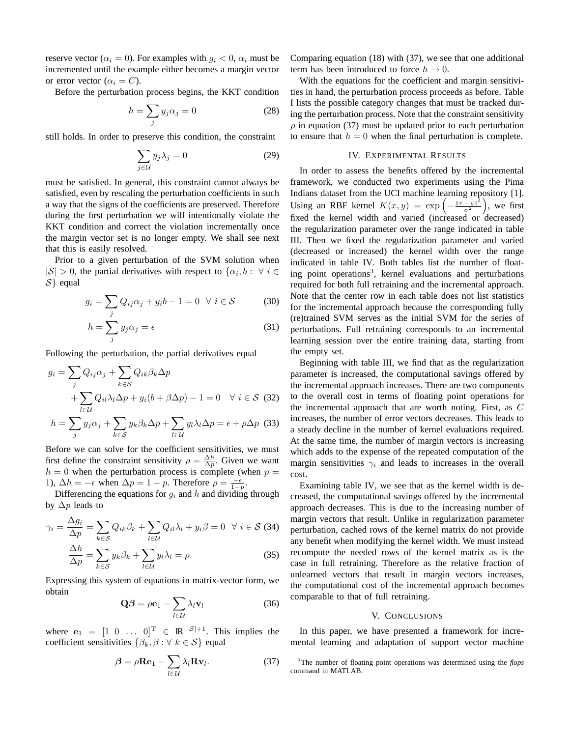reserve vector ($\alpha_i = 0$). For examples with $g_i < 0$, $\alpha_i$ must be incremented until the example either becomes a margin vector or error vector ($\alpha_i = C$).

Before the perturbation process begins, the KKT condition

$$h = \sum_j y_j \alpha_j = 0 \tag{28}$$

still holds. In order to preserve this condition, the constraint

$$\sum_{j \in \mathcal{U}} y_j \lambda_j = 0 \tag{29}$$

must be satisfied. In general, this constraint cannot always be satisfied, even by rescaling the perturbation coefficients in such a way that the signs of the coefficients are preserved. Therefore during the first perturbation we will intentionally violate the KKT condition and correct the violation incrementally once the margin vector set is no longer empty. We shall see next that this is easily resolved.

Prior to a given perturbation of the SVM solution when $|\mathcal{S}| > 0$, the partial derivatives with respect to $\{\alpha_i, b : \forall\ i \in \mathcal{S}\}$ equal

$$g_i = \sum_j Q_{ij}\alpha_j + y_i b - 1 = 0 \ \ \forall\ i \in \mathcal{S} \tag{30}$$

$$h = \sum_j y_j \alpha_j = \epsilon \tag{31}$$

Following the perturbation, the partial derivatives equal

$$g_i = \sum_j Q_{ij}\alpha_j + \sum_{k \in \mathcal{S}} Q_{ik}\beta_k \Delta p + \sum_{l \in \mathcal{U}} Q_{il}\lambda_l \Delta p + y_i(b + \beta \Delta p) - 1 = 0 \quad \forall\ i \in \mathcal{S} \tag{32}$$

$$h = \sum_j y_j \alpha_j + \sum_{k \in \mathcal{S}} y_k \beta_k \Delta p + \sum_{l \in \mathcal{U}} y_l \lambda_l \Delta p = \epsilon + \rho \Delta p \tag{33}$$

Before we can solve for the coefficient sensitivities, we must first define the constraint sensitivity $\rho = \frac{\Delta h}{\Delta p}$. Given we want $h = 0$ when the perturbation process is complete (when $p = 1$), $\Delta h = -\epsilon$ when $\Delta p = 1 - p$. Therefore $\rho = \frac{-\epsilon}{1-p}$.

Differencing the equations for $g_i$ and $h$ and dividing through by $\Delta p$ leads to

$$\gamma_i = \frac{\Delta g_i}{\Delta p} = \sum_{k \in \mathcal{S}} Q_{ik}\beta_k + \sum_{l \in \mathcal{U}} Q_{il}\lambda_l + y_i \beta = 0 \ \ \forall\ i \in \mathcal{S} \tag{34}$$

$$\frac{\Delta h}{\Delta p} = \sum_{k \in \mathcal{S}} y_k \beta_k + \sum_{l \in \mathcal{U}} y_l \lambda_l = \rho. \tag{35}$$

Expressing this system of equations in matrix-vector form, we obtain

$$\mathbf{Q}\boldsymbol{\beta} = \rho \mathbf{e}_1 - \sum_{l \in \mathcal{U}} \lambda_l \mathbf{v}_l \tag{36}$$

where $\mathbf{e}_1 = [1\ 0\ \ldots\ 0]^{\mathrm{T}} \in \mathbb{R}^{|\mathcal{S}|+1}$. This implies the coefficient sensitivities $\{\beta_k, \beta : \forall\ k \in \mathcal{S}\}$ equal

$$\boldsymbol{\beta} = \rho \mathbf{R}\mathbf{e}_1 - \sum_{l \in \mathcal{U}} \lambda_l \mathbf{R}\mathbf{v}_l. \tag{37}$$

Comparing equation (18) with (37), we see that one additional term has been introduced to force $h \to 0$.

With the equations for the coefficient and margin sensitivities in hand, the perturbation process proceeds as before. Table I lists the possible category changes that must be tracked during the perturbation process. Note that the constraint sensitivity $\rho$ in equation (37) must be updated prior to each perturbation to ensure that $h = 0$ when the final perturbation is complete.

## IV. Experimental Results

In order to assess the benefits offered by the incremental framework, we conducted two experiments using the Pima Indians dataset from the UCI machine learning repository [1]. Using an RBF kernel $K(x, y) = \exp\left(-\frac{\|x\ -\ y\|^2}{\sigma^2}\right)$, we first fixed the kernel width and varied (increased or decreased) the regularization parameter over the range indicated in table III. Then we fixed the regularization parameter and varied (decreased or increased) the kernel width over the range indicated in table IV. Both tables list the number of floating point operations[3], kernel evaluations and perturbations required for both full retraining and the incremental approach. Note that the center row in each table does not list statistics for the incremental approach because the corresponding fully (re)trained SVM serves as the initial SVM for the series of perturbations. Full retraining corresponds to an incremental learning session over the entire training data, starting from the empty set.

Beginning with table III, we find that as the regularization parameter is increased, the computational savings offered by the incremental approach increases. There are two components to the overall cost in terms of floating point operations for the incremental approach that are worth noting. First, as $C$ increases, the number of error vectors decreases. This leads to a steady decline in the number of kernel evaluations required. At the same time, the number of margin vectors is increasing which adds to the expense of the repeated computation of the margin sensitivities $\gamma_i$ and leads to increases in the overall cost.

Examining table IV, we see that as the kernel width is decreased, the computational savings offered by the incremental approach decreases. This is due to the increasing number of margin vectors that result. Unlike in regularization parameter perturbation, cached rows of the kernel matrix do not provide any benefit when modifying the kernel width. We must instead recompute the needed rows of the kernel matrix as is the case in full retraining. Therefore as the relative fraction of unlearned vectors that result in margin vectors increases, the computational cost of the incremental approach becomes comparable to that of full retraining.

## V. Conclusions

In this paper, we have presented a framework for incremental learning and adaptation of support vector machine

[3]The number of floating point operations was determined using the *flops* command in MATLAB.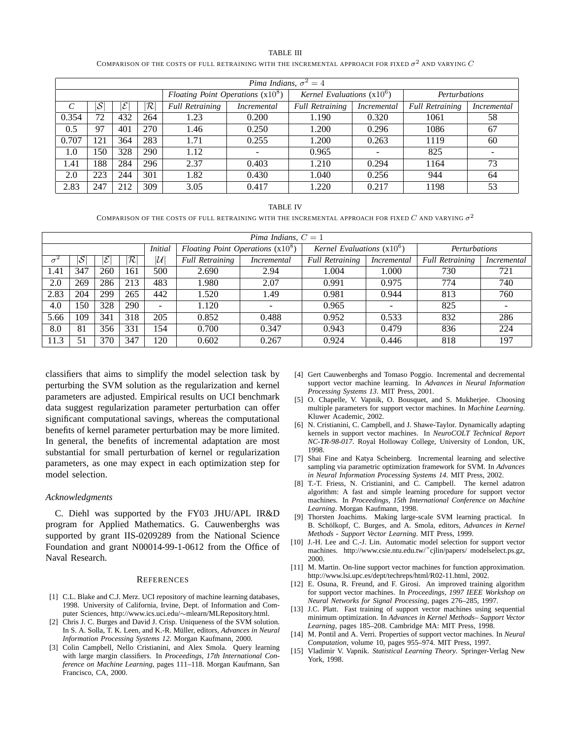TABLE III

COMPARISON OF THE COSTS OF FULL RETRAINING WITH THE INCREMENTAL APPROACH FOR FIXED $\sigma^2$ AND VARYING $C$

| *Pima Indians*, $\sigma^2 = 4$ | | | | | | | | | |
|---|---|---|---|---|---|---|---|---|---|
| | | | | *Floating Point Operations* (x$10^8$) | | *Kernel Evaluations* (x$10^6$) | | *Perturbations* | |
| $C$ | $\lvert\mathcal{S}\rvert$ | $\lvert\mathcal{E}\rvert$ | $\lvert\mathcal{R}\rvert$ | *Full Retraining* | *Incremental* | *Full Retraining* | *Incremental* | *Full Retraining* | *Incremental* |
| 0.354 | 72 | 432 | 264 | 1.23 | 0.200 | 1.190 | 0.320 | 1061 | 58 |
| 0.5 | 97 | 401 | 270 | 1.46 | 0.250 | 1.200 | 0.296 | 1086 | 67 |
| 0.707 | 121 | 364 | 283 | 1.71 | 0.255 | 1.200 | 0.263 | 1119 | 60 |
| 1.0 | 150 | 328 | 290 | 1.12 | - | 0.965 | - | 825 | - |
| 1.41 | 188 | 284 | 296 | 2.37 | 0.403 | 1.210 | 0.294 | 1164 | 73 |
| 2.0 | 223 | 244 | 301 | 1.82 | 0.430 | 1.040 | 0.256 | 944 | 64 |
| 2.83 | 247 | 212 | 309 | 3.05 | 0.417 | 1.220 | 0.217 | 1198 | 53 |

TABLE IV

COMPARISON OF THE COSTS OF FULL RETRAINING WITH THE INCREMENTAL APPROACH FOR FIXED $C$ AND VARYING $\sigma^2$

| *Pima Indians*, $C = 1$ | | | | | | | | | | |
|---|---|---|---|---|---|---|---|---|---|---|
| | | | | *Initial* | *Floating Point Operations* (x$10^8$) | | *Kernel Evaluations* (x$10^6$) | | *Perturbations* | |
| $\sigma^2$ | $\lvert\mathcal{S}\rvert$ | $\lvert\mathcal{E}\rvert$ | $\lvert\mathcal{R}\rvert$ | $\lvert\mathcal{U}\rvert$ | *Full Retraining* | *Incremental* | *Full Retraining* | *Incremental* | *Full Retraining* | *Incremental* |
| 1.41 | 347 | 260 | 161 | 500 | 2.690 | 2.94 | 1.004 | 1.000 | 730 | 721 |
| 2.0 | 269 | 286 | 213 | 483 | 1.980 | 2.07 | 0.991 | 0.975 | 774 | 740 |
| 2.83 | 204 | 299 | 265 | 442 | 1.520 | 1.49 | 0.981 | 0.944 | 813 | 760 |
| 4.0 | 150 | 328 | 290 | - | 1.120 | - | 0.965 | - | 825 | - |
| 5.66 | 109 | 341 | 318 | 205 | 0.852 | 0.488 | 0.952 | 0.533 | 832 | 286 |
| 8.0 | 81 | 356 | 331 | 154 | 0.700 | 0.347 | 0.943 | 0.479 | 836 | 224 |
| 11.3 | 51 | 370 | 347 | 120 | 0.602 | 0.267 | 0.924 | 0.446 | 818 | 197 |

classifiers that aims to simplify the model selection task by perturbing the SVM solution as the regularization and kernel parameters are adjusted. Empirical results on UCI benchmark data suggest regularization parameter perturbation can offer significant computational savings, whereas the computational benefits of kernel parameter perturbation may be more limited. In general, the benefits of incremental adaptation are most substantial for small perturbation of kernel or regularization parameters, as one may expect in each optimization step for model selection.

### *Acknowledgments*

C. Diehl was supported by the FY03 JHU/APL IR&D program for Applied Mathematics. G. Cauwenberghs was supported by grant IIS-0209289 from the National Science Foundation and grant N00014-99-1-0612 from the Office of Naval Research.

## REFERENCES

[1] C.L. Blake and C.J. Merz. UCI repository of machine learning databases, 1998. University of California, Irvine, Dept. of Information and Computer Sciences, http://www.ics.uci.edu/∼mlearn/MLRepository.html.

[2] Chris J. C. Burges and David J. Crisp. Uniqueness of the SVM solution. In S. A. Solla, T. K. Leen, and K.-R. Müller, editors, *Advances in Neural Information Processing Systems 12*. Morgan Kaufmann, 2000.

[3] Colin Campbell, Nello Cristianini, and Alex Smola. Query learning with large margin classifiers. In *Proceedings, 17th International Conference on Machine Learning*, pages 111–118. Morgan Kaufmann, San Francisco, CA, 2000.

[4] Gert Cauwenberghs and Tomaso Poggio. Incremental and decremental support vector machine learning. In *Advances in Neural Information Processing Systems 13*. MIT Press, 2001.

[5] O. Chapelle, V. Vapnik, O. Bousquet, and S. Mukherjee. Choosing multiple parameters for support vector machines. In *Machine Learning*. Kluwer Academic, 2002.

[6] N. Cristianini, C. Campbell, and J. Shawe-Taylor. Dynamically adapting kernels in support vector machines. In *NeuroCOLT Technical Report NC-TR-98-017*. Royal Holloway College, University of London, UK, 1998.

[7] Shai Fine and Katya Scheinberg. Incremental learning and selective sampling via parametric optimization framework for SVM. In *Advances in Neural Information Processing Systems 14*. MIT Press, 2002.

[8] T.-T. Friess, N. Cristianini, and C. Campbell. The kernel adatron algorithm: A fast and simple learning procedure for support vector machines. In *Proceedings, 15th International Conference on Machine Learning*. Morgan Kaufmann, 1998.

[9] Thorsten Joachims. Making large-scale SVM learning practical. In B. Schölkopf, C. Burges, and A. Smola, editors, *Advances in Kernel Methods - Support Vector Learning*. MIT Press, 1999.

[10] J.-H. Lee and C.-J. Lin. Automatic model selection for support vector machines. http://www.csie.ntu.edu.tw/˜cjlin/papers/ modelselect.ps.gz, 2000.

[11] M. Martin. On-line support vector machines for function approximation. http://www.lsi.upc.es/dept/techreps/html/R02-11.html, 2002.

[12] E. Osuna, R. Freund, and F. Girosi. An improved training algorithm for support vector machines. In *Proceedings, 1997 IEEE Workshop on Neural Networks for Signal Processing*, pages 276–285, 1997.

[13] J.C. Platt. Fast training of support vector machines using sequential minimum optimization. In *Advances in Kernel Methods– Support Vector Learning*, pages 185–208. Cambridge MA: MIT Press, 1998.

[14] M. Pontil and A. Verri. Properties of support vector machines. In *Neural Computation*, volume 10, pages 955–974. MIT Press, 1997.

[15] Vladimir V. Vapnik. *Statistical Learning Theory*. Springer-Verlag New York, 1998.